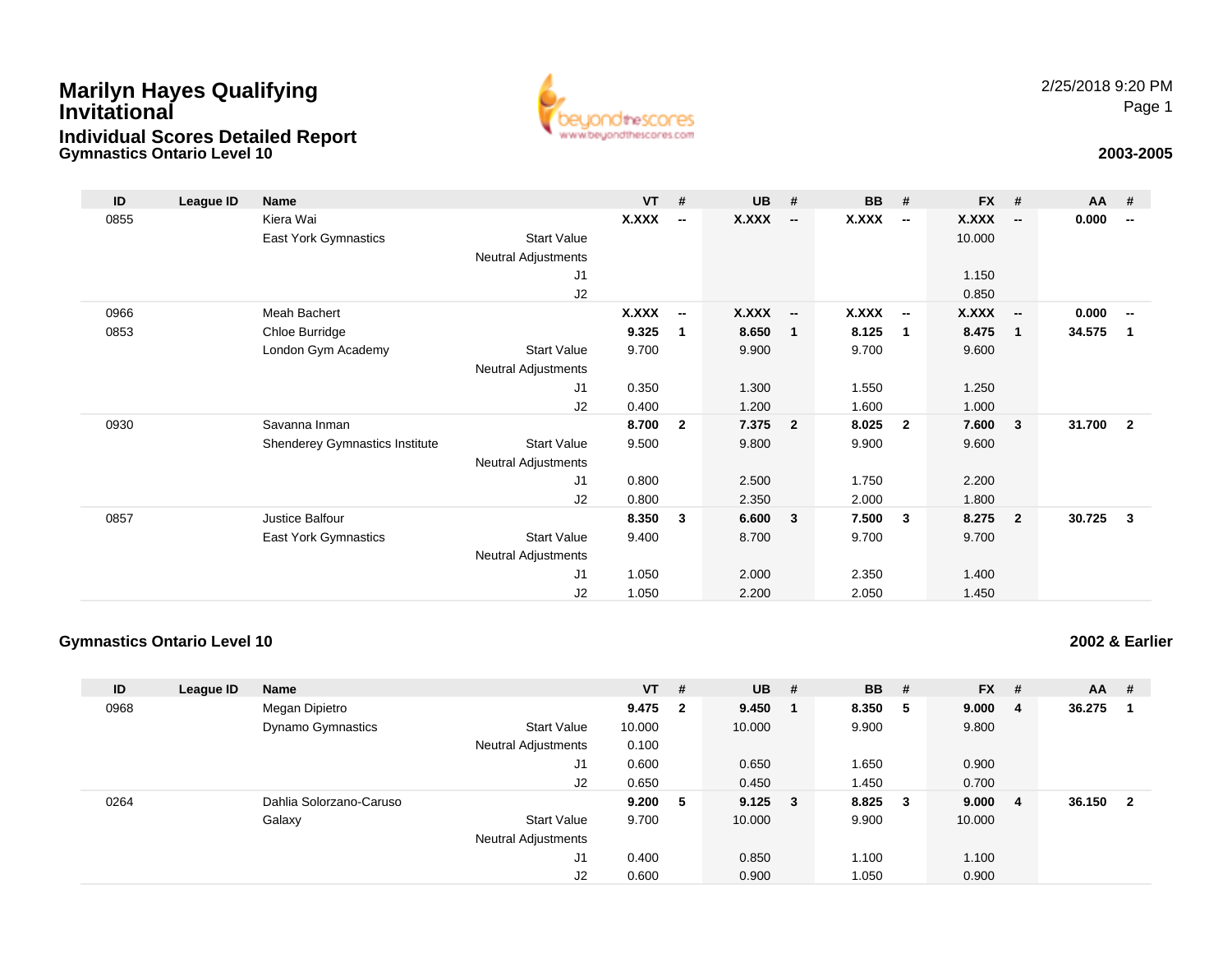# Marilyn Hayes Qualifying Invitational

## Individual Scores Detailed Report

### Gymnastics Ontario Level 10

2/25/2018 9:20 PM

**2003-2005**

| ID | League ID | Name | | VT | # | UB | # | BB | # | FX | # | AA | # |
|---|---|---|---|---|---|---|---|---|---|---|---|---|---|
| 0855 | | Kiera Wai | | **X.XXX** | **--** | **X.XXX** | **--** | **X.XXX** | **--** | **X.XXX** | **--** | **0.000** | **--** |
| | | East York Gymnastics | Start Value | | | | | | | 10.000 | | | |
| | | | Neutral Adjustments | | | | | | | | | | |
| | | | J1 | | | | | | | 1.150 | | | |
| | | | J2 | | | | | | | 0.850 | | | |
| 0966 | | Meah Bachert | | **X.XXX** | **--** | **X.XXX** | **--** | **X.XXX** | **--** | **X.XXX** | **--** | **0.000** | **--** |
| 0853 | | Chloe Burridge | | **9.325** | **1** | **8.650** | **1** | **8.125** | **1** | **8.475** | **1** | **34.575** | **1** |
| | | London Gym Academy | Start Value | 9.700 | | 9.900 | | 9.700 | | 9.600 | | | |
| | | | Neutral Adjustments | | | | | | | | | | |
| | | | J1 | 0.350 | | 1.300 | | 1.550 | | 1.250 | | | |
| | | | J2 | 0.400 | | 1.200 | | 1.600 | | 1.000 | | | |
| 0930 | | Savanna Inman | | **8.700** | **2** | **7.375** | **2** | **8.025** | **2** | **7.600** | **3** | **31.700** | **2** |
| | | Shenderey Gymnastics Institute | Start Value | 9.500 | | 9.800 | | 9.900 | | 9.600 | | | |
| | | | Neutral Adjustments | | | | | | | | | | |
| | | | J1 | 0.800 | | 2.500 | | 1.750 | | 2.200 | | | |
| | | | J2 | 0.800 | | 2.350 | | 2.000 | | 1.800 | | | |
| 0857 | | Justice Balfour | | **8.350** | **3** | **6.600** | **3** | **7.500** | **3** | **8.275** | **2** | **30.725** | **3** |
| | | East York Gymnastics | Start Value | 9.400 | | 8.700 | | 9.700 | | 9.700 | | | |
| | | | Neutral Adjustments | | | | | | | | | | |
| | | | J1 | 1.050 | | 2.000 | | 2.350 | | 1.400 | | | |
| | | | J2 | 1.050 | | 2.200 | | 2.050 | | 1.450 | | | |

### Gymnastics Ontario Level 10

**2002 & Earlier**

| ID | League ID | Name | | VT | # | UB | # | BB | # | FX | # | AA | # |
|---|---|---|---|---|---|---|---|---|---|---|---|---|---|
| 0968 | | Megan Dipietro | | **9.475** | **2** | **9.450** | **1** | **8.350** | **5** | **9.000** | **4** | **36.275** | **1** |
| | | Dynamo Gymnastics | Start Value | 10.000 | | 10.000 | | 9.900 | | 9.800 | | | |
| | | | Neutral Adjustments | 0.100 | | | | | | | | | |
| | | | J1 | 0.600 | | 0.650 | | 1.650 | | 0.900 | | | |
| | | | J2 | 0.650 | | 0.450 | | 1.450 | | 0.700 | | | |
| 0264 | | Dahlia Solorzano-Caruso | | **9.200** | **5** | **9.125** | **3** | **8.825** | **3** | **9.000** | **4** | **36.150** | **2** |
| | | Galaxy | Start Value | 9.700 | | 10.000 | | 9.900 | | 10.000 | | | |
| | | | Neutral Adjustments | | | | | | | | | | |
| | | | J1 | 0.400 | | 0.850 | | 1.100 | | 1.100 | | | |
| | | | J2 | 0.600 | | 0.900 | | 1.050 | | 0.900 | | | |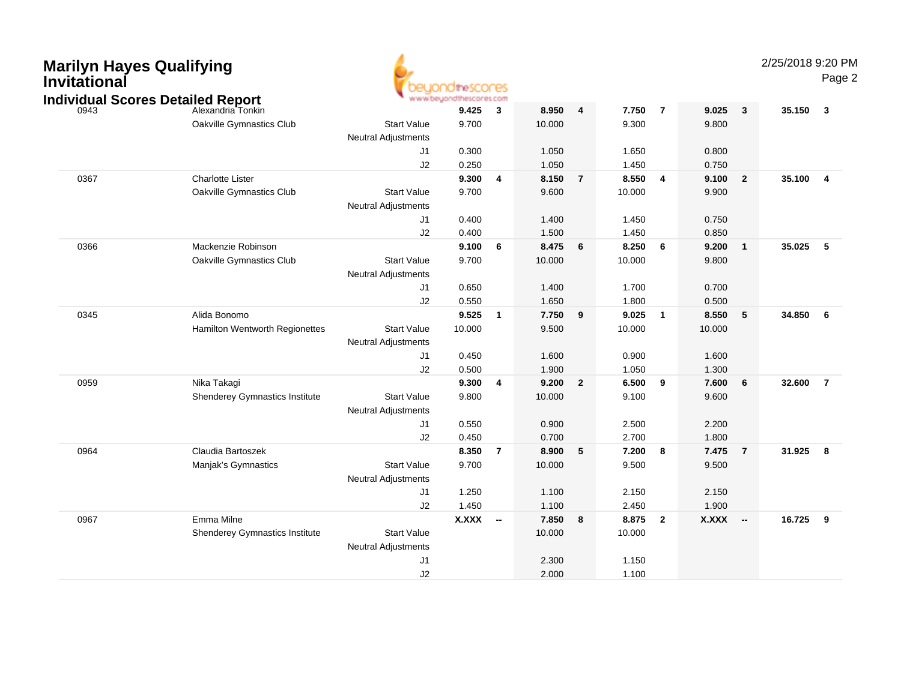# Marilyn Hayes Qualifying Invitational

## Individual Scores Detailed Report

2/25/2018 9:20 PM

| | | | | | | | | | | | | |
|---|---|---|---|---|---|---|---|---|---|---|---|---|
| 0943 | Alexandria Tonkin | | 9.425 | 3 | 8.950 | 4 | 7.750 | 7 | 9.025 | 3 | 35.150 | 3 |
| | Oakville Gymnastics Club | Start Value | 9.700 | | 10.000 | | 9.300 | | 9.800 | | | |
| | | Neutral Adjustments | | | | | | | | | | |
| | | J1 | 0.300 | | 1.050 | | 1.650 | | 0.800 | | | |
| | | J2 | 0.250 | | 1.050 | | 1.450 | | 0.750 | | | |
| 0367 | Charlotte Lister | | 9.300 | 4 | 8.150 | 7 | 8.550 | 4 | 9.100 | 2 | 35.100 | 4 |
| | Oakville Gymnastics Club | Start Value | 9.700 | | 9.600 | | 10.000 | | 9.900 | | | |
| | | Neutral Adjustments | | | | | | | | | | |
| | | J1 | 0.400 | | 1.400 | | 1.450 | | 0.750 | | | |
| | | J2 | 0.400 | | 1.500 | | 1.450 | | 0.850 | | | |
| 0366 | Mackenzie Robinson | | 9.100 | 6 | 8.475 | 6 | 8.250 | 6 | 9.200 | 1 | 35.025 | 5 |
| | Oakville Gymnastics Club | Start Value | 9.700 | | 10.000 | | 10.000 | | 9.800 | | | |
| | | Neutral Adjustments | | | | | | | | | | |
| | | J1 | 0.650 | | 1.400 | | 1.700 | | 0.700 | | | |
| | | J2 | 0.550 | | 1.650 | | 1.800 | | 0.500 | | | |
| 0345 | Alida Bonomo | | 9.525 | 1 | 7.750 | 9 | 9.025 | 1 | 8.550 | 5 | 34.850 | 6 |
| | Hamilton Wentworth Regionettes | Start Value | 10.000 | | 9.500 | | 10.000 | | 10.000 | | | |
| | | Neutral Adjustments | | | | | | | | | | |
| | | J1 | 0.450 | | 1.600 | | 0.900 | | 1.600 | | | |
| | | J2 | 0.500 | | 1.900 | | 1.050 | | 1.300 | | | |
| 0959 | Nika Takagi | | 9.300 | 4 | 9.200 | 2 | 6.500 | 9 | 7.600 | 6 | 32.600 | 7 |
| | Shenderey Gymnastics Institute | Start Value | 9.800 | | 10.000 | | 9.100 | | 9.600 | | | |
| | | Neutral Adjustments | | | | | | | | | | |
| | | J1 | 0.550 | | 0.900 | | 2.500 | | 2.200 | | | |
| | | J2 | 0.450 | | 0.700 | | 2.700 | | 1.800 | | | |
| 0964 | Claudia Bartoszek | | 8.350 | 7 | 8.900 | 5 | 7.200 | 8 | 7.475 | 7 | 31.925 | 8 |
| | Manjak's Gymnastics | Start Value | 9.700 | | 10.000 | | 9.500 | | 9.500 | | | |
| | | Neutral Adjustments | | | | | | | | | | |
| | | J1 | 1.250 | | 1.100 | | 2.150 | | 2.150 | | | |
| | | J2 | 1.450 | | 1.100 | | 2.450 | | 1.900 | | | |
| 0967 | Emma Milne | | X.XXX | -- | 7.850 | 8 | 8.875 | 2 | X.XXX | -- | 16.725 | 9 |
| | Shenderey Gymnastics Institute | Start Value | | | 10.000 | | 10.000 | | | | | |
| | | Neutral Adjustments | | | | | | | | | | |
| | | J1 | | | 2.300 | | 1.150 | | | | | |
| | | J2 | | | 2.000 | | 1.100 | | | | | |